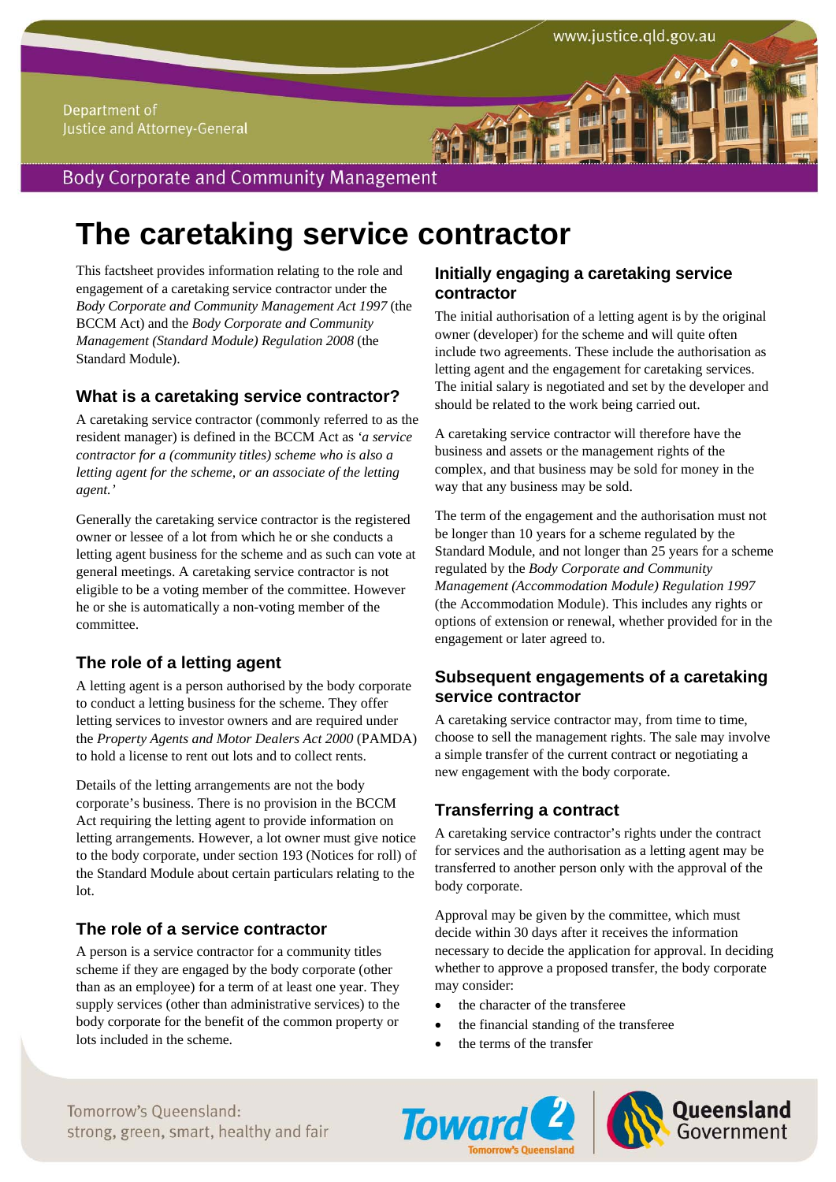# The caretaking service contractor

This factsheet provides information relating to the role and engagement of a caretaking service contractor under the *Body Corporate and Community Management Act 1997* (the BCCM Act) and the *Body Corporate and Community Management (Standard Module) Regulation 2008* (the Standard Module).

## What is a caretaking service contractor?

A caretaking service contractor (commonly referred to as the resident manager) is defined in the BCCM Act as *'a service contractor for a (community titles) scheme who is also a letting agent for the scheme, or an associate of the letting agent.'*

Generally the caretaking service contractor is the registered owner or lessee of a lot from which he or she conducts a letting agent business for the scheme and as such can vote at general meetings. A caretaking service contractor is not eligible to be a voting member of the committee. However he or she is automatically a non-voting member of the committee.

## The role of a letting agent

A letting agent is a person authorised by the body corporate to conduct a letting business for the scheme. They offer letting services to investor owners and are required under the *Property Agents and Motor Dealers Act 2000* (PAMDA) to hold a license to rent out lots and to collect rents.

Details of the letting arrangements are not the body corporate's business. There is no provision in the BCCM Act requiring the letting agent to provide information on letting arrangements. However, a lot owner must give notice to the body corporate, under section 193 (Notices for roll) of the Standard Module about certain particulars relating to the lot.

## The role of a service contractor

A person is a service contractor for a community titles scheme if they are engaged by the body corporate (other than as an employee) for a term of at least one year. They supply services (other than administrative services) to the body corporate for the benefit of the common property or lots included in the scheme.

## Initially engaging a caretaking service contractor

The initial authorisation of a letting agent is by the original owner (developer) for the scheme and will quite often include two agreements. These include the authorisation as letting agent and the engagement for caretaking services. The initial salary is negotiated and set by the developer and should be related to the work being carried out.

A caretaking service contractor will therefore have the business and assets or the management rights of the complex, and that business may be sold for money in the way that any business may be sold.

The term of the engagement and the authorisation must not be longer than 10 years for a scheme regulated by the Standard Module, and not longer than 25 years for a scheme regulated by the *Body Corporate and Community Management (Accommodation Module) Regulation 1997* (the Accommodation Module). This includes any rights or options of extension or renewal, whether provided for in the engagement or later agreed to.

## Subsequent engagements of a caretaking service contractor

A caretaking service contractor may, from time to time, choose to sell the management rights. The sale may involve a simple transfer of the current contract or negotiating a new engagement with the body corporate.

## Transferring a contract

A caretaking service contractor's rights under the contract for services and the authorisation as a letting agent may be transferred to another person only with the approval of the body corporate.

Approval may be given by the committee, which must decide within 30 days after it receives the information necessary to decide the application for approval. In deciding whether to approve a proposed transfer, the body corporate may consider:

- the character of the transferee
- the financial standing of the transferee
- the terms of the transfer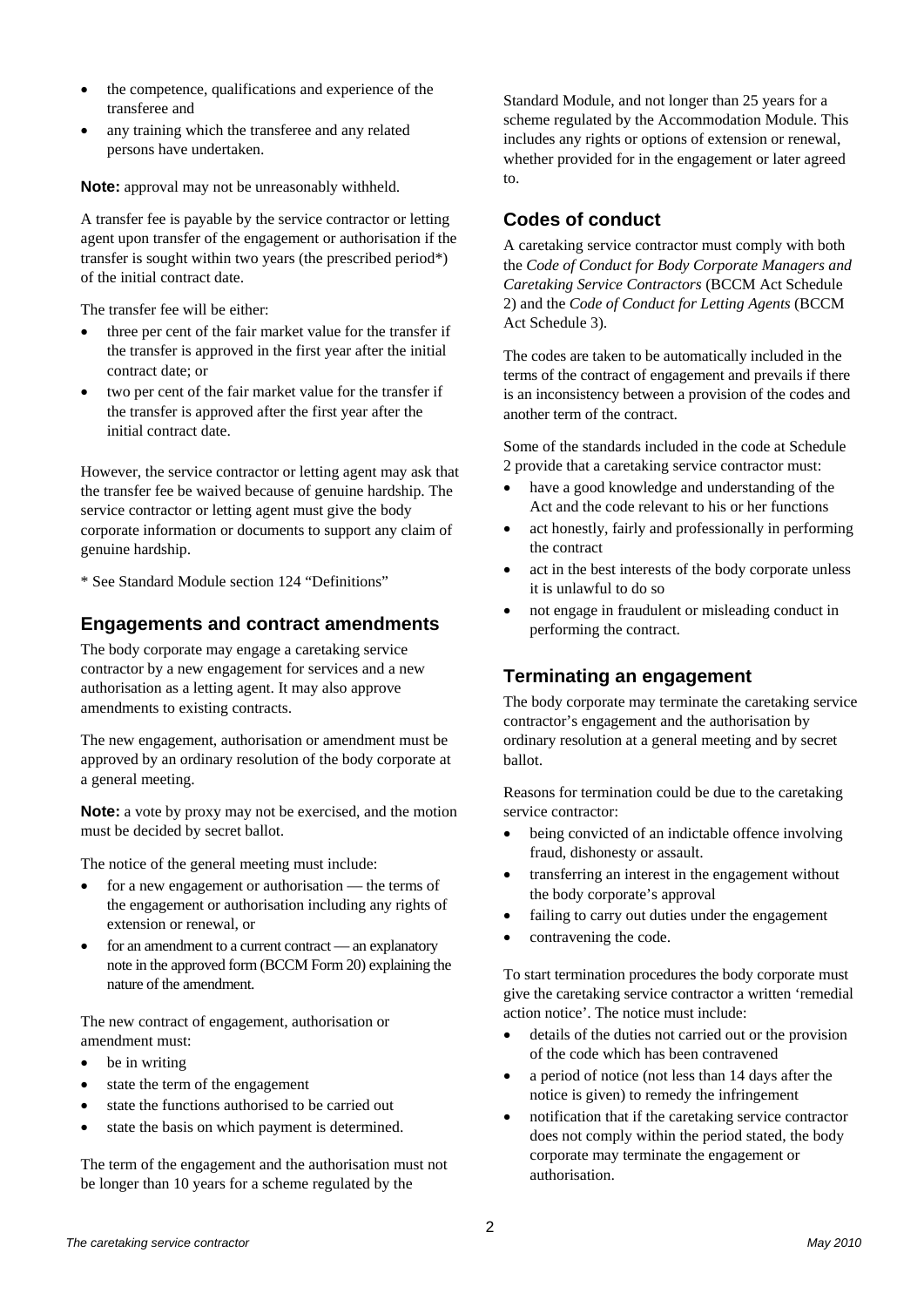- the competence, qualifications and experience of the transferee and
- any training which the transferee and any related persons have undertaken.

**Note:** approval may not be unreasonably withheld.

A transfer fee is payable by the service contractor or letting agent upon transfer of the engagement or authorisation if the transfer is sought within two years (the prescribed period*) of the initial contract date.

The transfer fee will be either:

- three per cent of the fair market value for the transfer if the transfer is approved in the first year after the initial contract date; or
- two per cent of the fair market value for the transfer if the transfer is approved after the first year after the initial contract date.

However, the service contractor or letting agent may ask that the transfer fee be waived because of genuine hardship. The service contractor or letting agent must give the body corporate information or documents to support any claim of genuine hardship.

* See Standard Module section 124 "Definitions"

## Engagements and contract amendments

The body corporate may engage a caretaking service contractor by a new engagement for services and a new authorisation as a letting agent. It may also approve amendments to existing contracts.

The new engagement, authorisation or amendment must be approved by an ordinary resolution of the body corporate at a general meeting.

**Note:** a vote by proxy may not be exercised, and the motion must be decided by secret ballot.

The notice of the general meeting must include:

- for a new engagement or authorisation — the terms of the engagement or authorisation including any rights of extension or renewal, or
- for an amendment to a current contract — an explanatory note in the approved form (BCCM Form 20) explaining the nature of the amendment.

The new contract of engagement, authorisation or amendment must:

- be in writing
- state the term of the engagement
- state the functions authorised to be carried out
- state the basis on which payment is determined.

The term of the engagement and the authorisation must not be longer than 10 years for a scheme regulated by the Standard Module, and not longer than 25 years for a scheme regulated by the Accommodation Module. This includes any rights or options of extension or renewal, whether provided for in the engagement or later agreed to.

## Codes of conduct

A caretaking service contractor must comply with both the *Code of Conduct for Body Corporate Managers and Caretaking Service Contractors* (BCCM Act Schedule 2) and the *Code of Conduct for Letting Agents* (BCCM Act Schedule 3).

The codes are taken to be automatically included in the terms of the contract of engagement and prevails if there is an inconsistency between a provision of the codes and another term of the contract.

Some of the standards included in the code at Schedule 2 provide that a caretaking service contractor must:

- have a good knowledge and understanding of the Act and the code relevant to his or her functions
- act honestly, fairly and professionally in performing the contract
- act in the best interests of the body corporate unless it is unlawful to do so
- not engage in fraudulent or misleading conduct in performing the contract.

## Terminating an engagement

The body corporate may terminate the caretaking service contractor's engagement and the authorisation by ordinary resolution at a general meeting and by secret ballot.

Reasons for termination could be due to the caretaking service contractor:

- being convicted of an indictable offence involving fraud, dishonesty or assault.
- transferring an interest in the engagement without the body corporate's approval
- failing to carry out duties under the engagement
- contravening the code.

To start termination procedures the body corporate must give the caretaking service contractor a written 'remedial action notice'. The notice must include:

- details of the duties not carried out or the provision of the code which has been contravened
- a period of notice (not less than 14 days after the notice is given) to remedy the infringement
- notification that if the caretaking service contractor does not comply within the period stated, the body corporate may terminate the engagement or authorisation.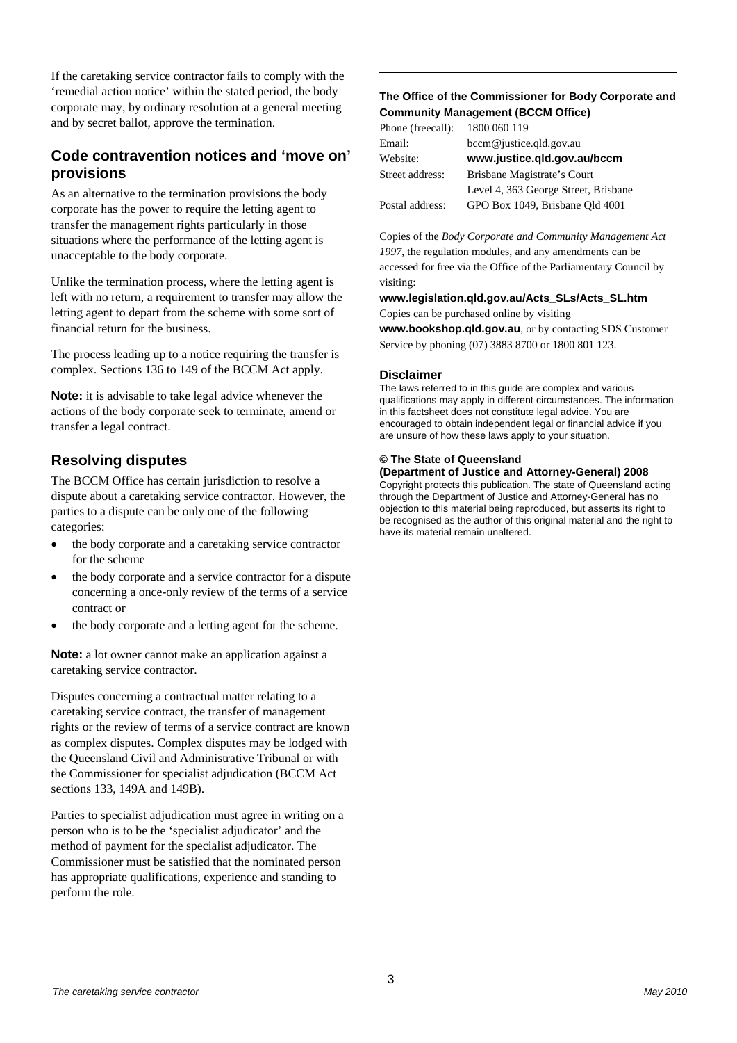If the caretaking service contractor fails to comply with the 'remedial action notice' within the stated period, the body corporate may, by ordinary resolution at a general meeting and by secret ballot, approve the termination.

## Code contravention notices and 'move on' provisions

As an alternative to the termination provisions the body corporate has the power to require the letting agent to transfer the management rights particularly in those situations where the performance of the letting agent is unacceptable to the body corporate.

Unlike the termination process, where the letting agent is left with no return, a requirement to transfer may allow the letting agent to depart from the scheme with some sort of financial return for the business.

The process leading up to a notice requiring the transfer is complex. Sections 136 to 149 of the BCCM Act apply.

**Note:** it is advisable to take legal advice whenever the actions of the body corporate seek to terminate, amend or transfer a legal contract.

## Resolving disputes

The BCCM Office has certain jurisdiction to resolve a dispute about a caretaking service contractor. However, the parties to a dispute can be only one of the following categories:

- the body corporate and a caretaking service contractor for the scheme
- the body corporate and a service contractor for a dispute concerning a once-only review of the terms of a service contract or
- the body corporate and a letting agent for the scheme.

**Note:** a lot owner cannot make an application against a caretaking service contractor.

Disputes concerning a contractual matter relating to a caretaking service contract, the transfer of management rights or the review of terms of a service contract are known as complex disputes. Complex disputes may be lodged with the Queensland Civil and Administrative Tribunal or with the Commissioner for specialist adjudication (BCCM Act sections 133, 149A and 149B).

Parties to specialist adjudication must agree in writing on a person who is to be the 'specialist adjudicator' and the method of payment for the specialist adjudicator. The Commissioner must be satisfied that the nominated person has appropriate qualifications, experience and standing to perform the role.

---

**The Office of the Commissioner for Body Corporate and Community Management (BCCM Office)**

| | |
|---|---|
| Phone (freecall): | 1800 060 119 |
| Email: | bccm@justice.qld.gov.au |
| Website: | **www.justice.qld.gov.au/bccm** |
| Street address: | Brisbane Magistrate's Court<br>Level 4, 363 George Street, Brisbane |
| Postal address: | GPO Box 1049, Brisbane Qld 4001 |

Copies of the *Body Corporate and Community Management Act 1997*, the regulation modules, and any amendments can be accessed for free via the Office of the Parliamentary Council by visiting:

**www.legislation.qld.gov.au/Acts_SLs/Acts_SL.htm**

Copies can be purchased online by visiting **www.bookshop.qld.gov.au**, or by contacting SDS Customer Service by phoning (07) 3883 8700 or 1800 801 123.

**Disclaimer**

The laws referred to in this guide are complex and various qualifications may apply in different circumstances. The information in this factsheet does not constitute legal advice. You are encouraged to obtain independent legal or financial advice if you are unsure of how these laws apply to your situation.

**© The State of Queensland**
**(Department of Justice and Attorney-General) 2008**

Copyright protects this publication. The state of Queensland acting through the Department of Justice and Attorney-General has no objection to this material being reproduced, but asserts its right to be recognised as the author of this original material and the right to have its material remain unaltered.